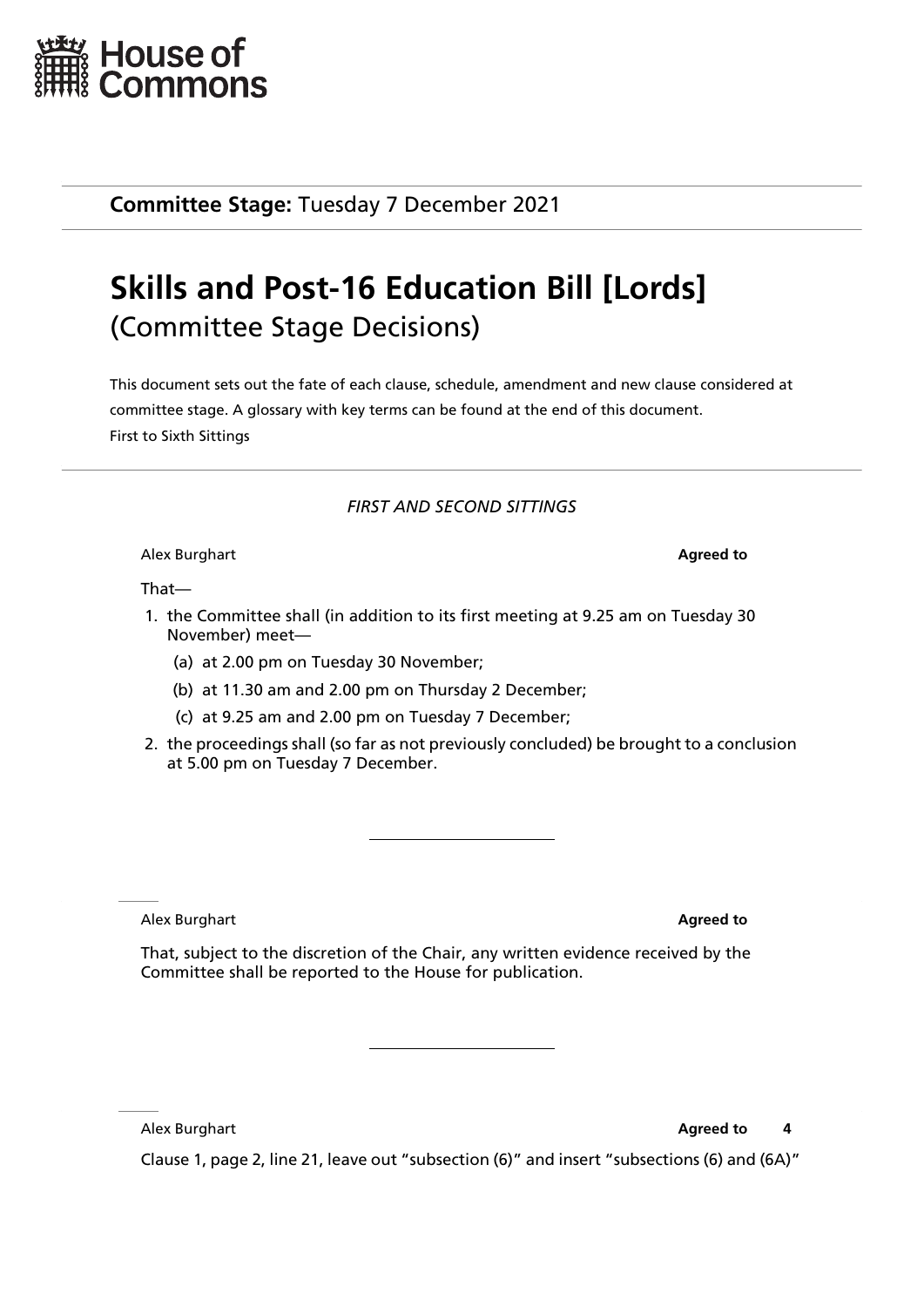House of Commons

**Committee Stage:** Tuesday 7 December 2021

# Skills and Post-16 Education Bill [Lords]

## (Committee Stage Decisions)

This document sets out the fate of each clause, schedule, amendment and new clause considered at committee stage. A glossary with key terms can be found at the end of this document.

First to Sixth Sittings

*FIRST AND SECOND SITTINGS*

Alex Burghart **Agreed to**

That—

1. the Committee shall (in addition to its first meeting at 9.25 am on Tuesday 30 November) meet—
   (a) at 2.00 pm on Tuesday 30 November;
   (b) at 11.30 am and 2.00 pm on Thursday 2 December;
   (c) at 9.25 am and 2.00 pm on Tuesday 7 December;
2. the proceedings shall (so far as not previously concluded) be brought to a conclusion at 5.00 pm on Tuesday 7 December.

---

Alex Burghart **Agreed to**

That, subject to the discretion of the Chair, any written evidence received by the Committee shall be reported to the House for publication.

---

Alex Burghart **Agreed to** **4**

Clause 1, page 2, line 21, leave out "subsection (6)" and insert "subsections (6) and (6A)"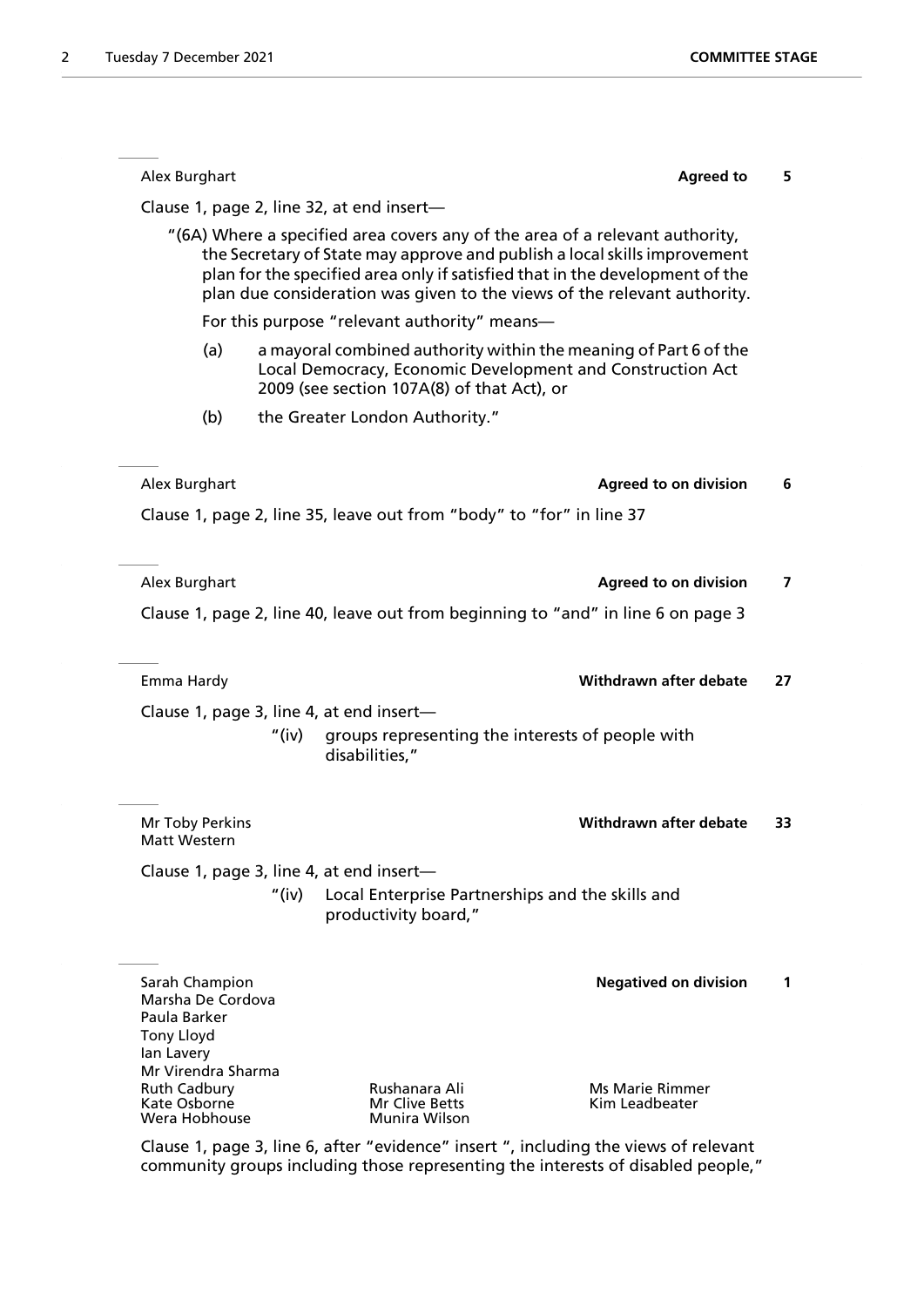Alex Burghart **Agreed to** **5**

Clause 1, page 2, line 32, at end insert—

"(6A) Where a specified area covers any of the area of a relevant authority, the Secretary of State may approve and publish a local skills improvement plan for the specified area only if satisfied that in the development of the plan due consideration was given to the views of the relevant authority.

For this purpose "relevant authority" means—

(a) a mayoral combined authority within the meaning of Part 6 of the Local Democracy, Economic Development and Construction Act 2009 (see section 107A(8) of that Act), or

(b) the Greater London Authority."

---

Alex Burghart **Agreed to on division** **6**

Clause 1, page 2, line 35, leave out from "body" to "for" in line 37

---

Alex Burghart **Agreed to on division** **7**

Clause 1, page 2, line 40, leave out from beginning to "and" in line 6 on page 3

---

Emma Hardy **Withdrawn after debate** **27**

Clause 1, page 3, line 4, at end insert—

"(iv) groups representing the interests of people with disabilities,"

---

Mr Toby Perkins
Matt Western **Withdrawn after debate** **33**

Clause 1, page 3, line 4, at end insert—

"(iv) Local Enterprise Partnerships and the skills and productivity board,"

---

Sarah Champion
Marsha De Cordova
Paula Barker
Tony Lloyd
Ian Lavery
Mr Virendra Sharma
Ruth Cadbury Rushanara Ali Ms Marie Rimmer
Kate Osborne Mr Clive Betts Kim Leadbeater
Wera Hobhouse Munira Wilson
**Negatived on division** **1**

Clause 1, page 3, line 6, after "evidence" insert ", including the views of relevant community groups including those representing the interests of disabled people,"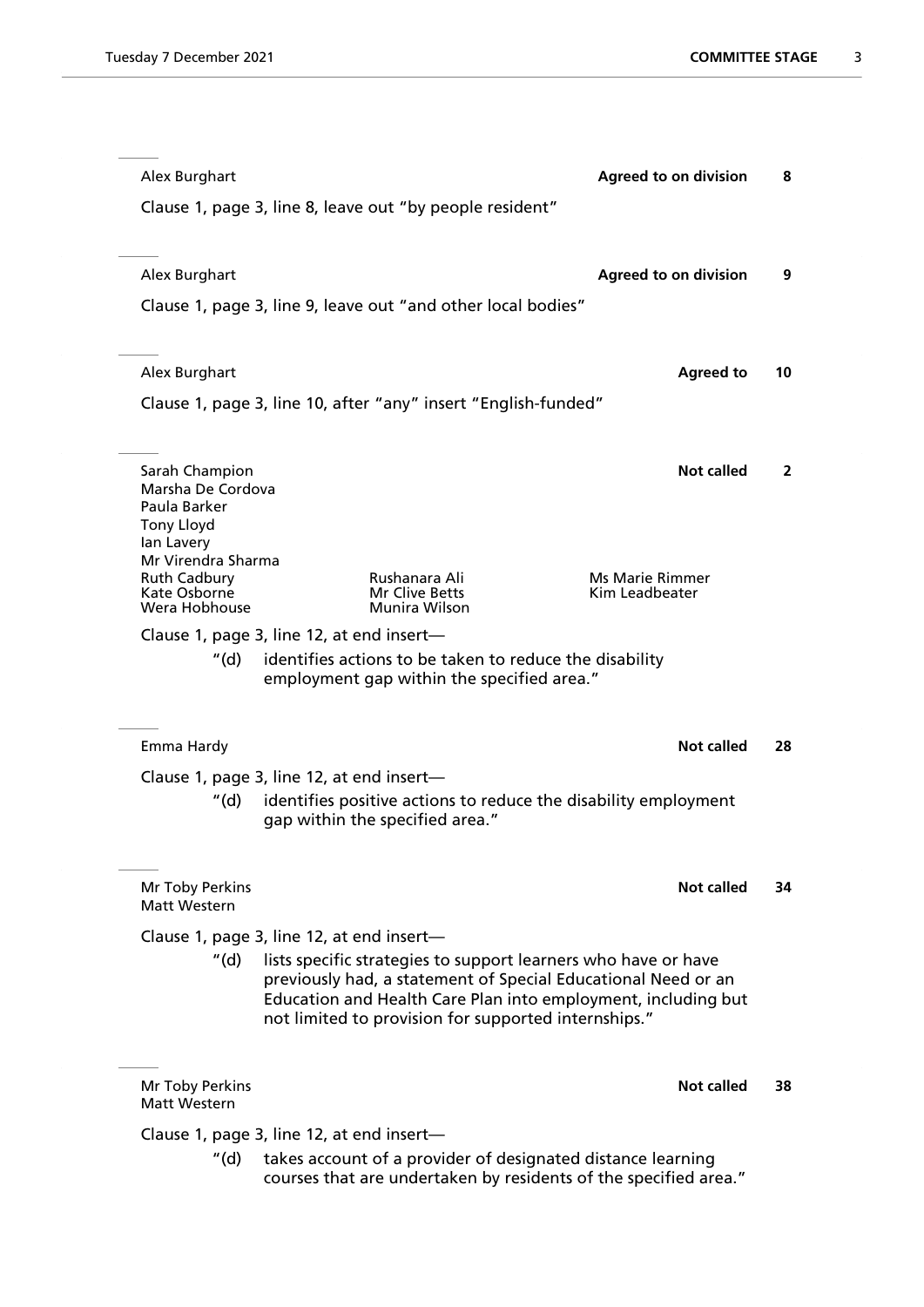---

Alex Burghart **Agreed to on division** **8**

Clause 1, page 3, line 8, leave out "by people resident"

---

Alex Burghart **Agreed to on division** **9**

Clause 1, page 3, line 9, leave out "and other local bodies"

---

Alex Burghart **Agreed to** **10**

Clause 1, page 3, line 10, after "any" insert "English-funded"

---

Sarah Champion **Not called** **2**
Marsha De Cordova
Paula Barker
Tony Lloyd
Ian Lavery
Mr Virendra Sharma
Ruth Cadbury Rushanara Ali Ms Marie Rimmer
Kate Osborne Mr Clive Betts Kim Leadbeater
Wera Hobhouse Munira Wilson

Clause 1, page 3, line 12, at end insert—

"(d) identifies actions to be taken to reduce the disability employment gap within the specified area."

---

Emma Hardy **Not called** **28**

Clause 1, page 3, line 12, at end insert—

"(d) identifies positive actions to reduce the disability employment gap within the specified area."

---

Mr Toby Perkins **Not called** **34**
Matt Western

Clause 1, page 3, line 12, at end insert—

"(d) lists specific strategies to support learners who have or have previously had, a statement of Special Educational Need or an Education and Health Care Plan into employment, including but not limited to provision for supported internships."

---

Mr Toby Perkins **Not called** **38**
Matt Western

Clause 1, page 3, line 12, at end insert—

"(d) takes account of a provider of designated distance learning courses that are undertaken by residents of the specified area."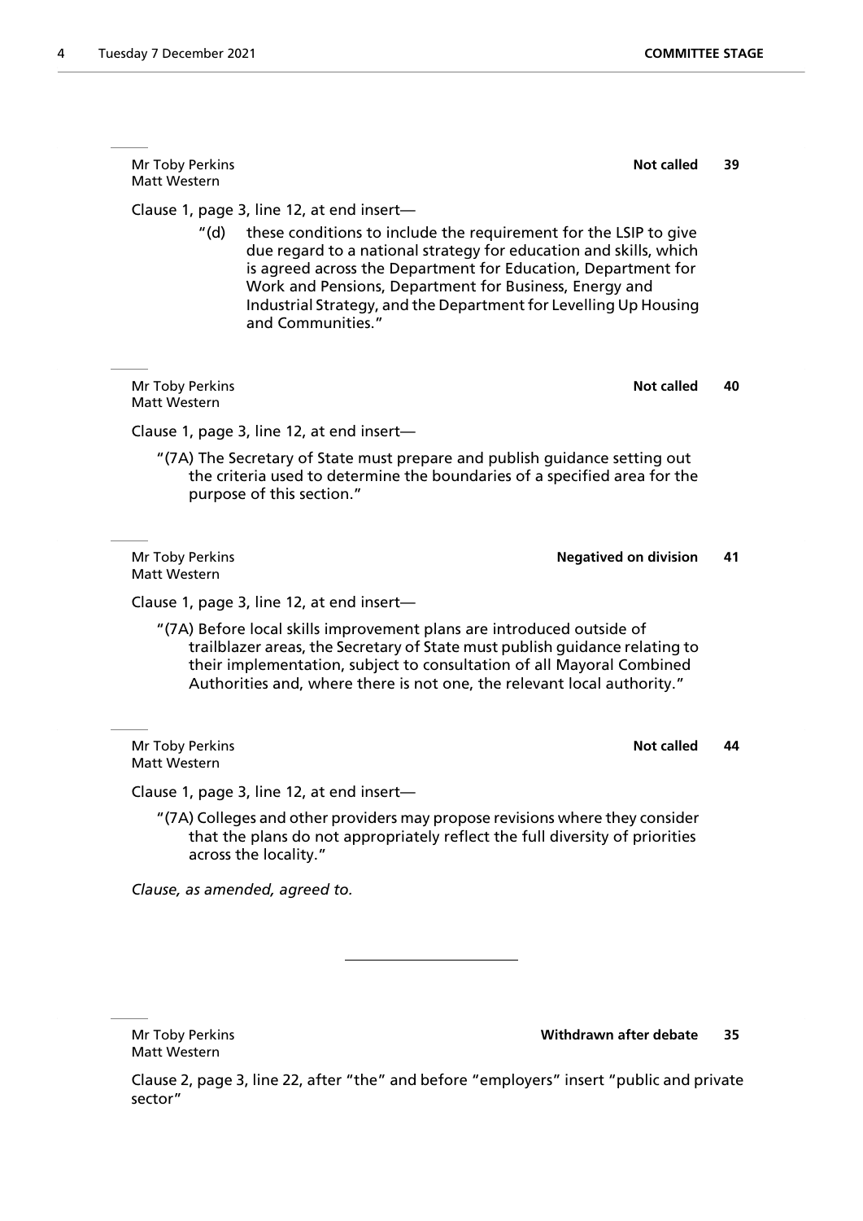Mr Toby Perkins
Matt Western

**Not called** **39**

Clause 1, page 3, line 12, at end insert—

"(d) these conditions to include the requirement for the LSIP to give due regard to a national strategy for education and skills, which is agreed across the Department for Education, Department for Work and Pensions, Department for Business, Energy and Industrial Strategy, and the Department for Levelling Up Housing and Communities."

Mr Toby Perkins
Matt Western

**Not called** **40**

Clause 1, page 3, line 12, at end insert—

"(7A) The Secretary of State must prepare and publish guidance setting out the criteria used to determine the boundaries of a specified area for the purpose of this section."

Mr Toby Perkins
Matt Western

**Negatived on division** **41**

Clause 1, page 3, line 12, at end insert—

"(7A) Before local skills improvement plans are introduced outside of trailblazer areas, the Secretary of State must publish guidance relating to their implementation, subject to consultation of all Mayoral Combined Authorities and, where there is not one, the relevant local authority."

Mr Toby Perkins
Matt Western

**Not called** **44**

Clause 1, page 3, line 12, at end insert—

"(7A) Colleges and other providers may propose revisions where they consider that the plans do not appropriately reflect the full diversity of priorities across the locality."

*Clause, as amended, agreed to.*

---

Mr Toby Perkins
Matt Western

**Withdrawn after debate** **35**

Clause 2, page 3, line 22, after "the" and before "employers" insert "public and private sector"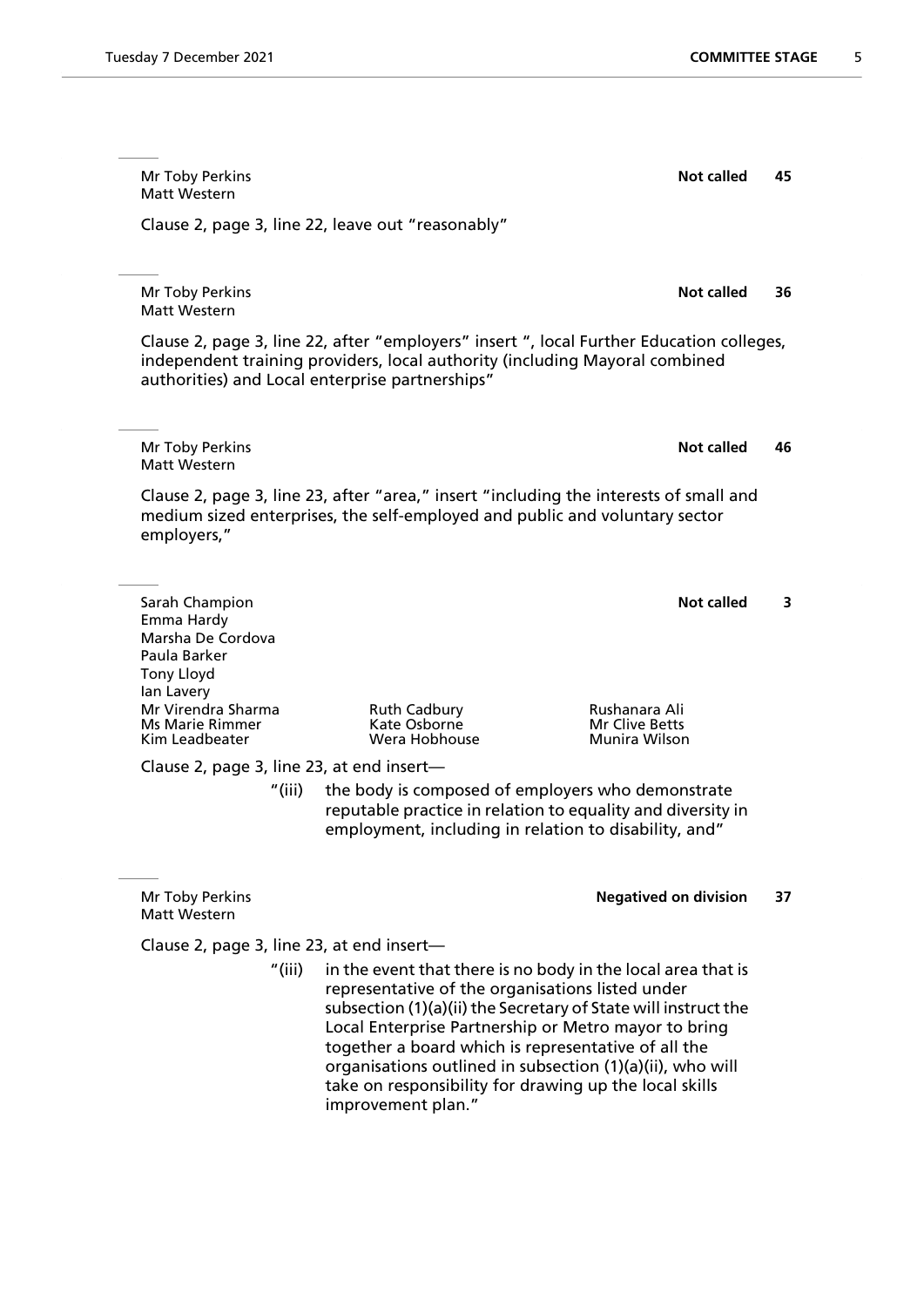---

Mr Toby Perkins
Matt Western

**Not called** **45**

Clause 2, page 3, line 22, leave out "reasonably"

---

Mr Toby Perkins
Matt Western

**Not called** **36**

Clause 2, page 3, line 22, after "employers" insert ", local Further Education colleges, independent training providers, local authority (including Mayoral combined authorities) and Local enterprise partnerships"

---

Mr Toby Perkins
Matt Western

**Not called** **46**

Clause 2, page 3, line 23, after "area," insert "including the interests of small and medium sized enterprises, the self-employed and public and voluntary sector employers,"

---

Sarah Champion
Emma Hardy
Marsha De Cordova
Paula Barker
Tony Lloyd
Ian Lavery
Mr Virendra Sharma
Ms Marie Rimmer
Kim Leadbeater
Ruth Cadbury
Kate Osborne
Wera Hobhouse
Rushanara Ali
Mr Clive Betts
Munira Wilson

**Not called** **3**

Clause 2, page 3, line 23, at end insert—

"(iii) the body is composed of employers who demonstrate reputable practice in relation to equality and diversity in employment, including in relation to disability, and"

---

Mr Toby Perkins
Matt Western

**Negatived on division** **37**

Clause 2, page 3, line 23, at end insert—

"(iii) in the event that there is no body in the local area that is representative of the organisations listed under subsection (1)(a)(ii) the Secretary of State will instruct the Local Enterprise Partnership or Metro mayor to bring together a board which is representative of all the organisations outlined in subsection (1)(a)(ii), who will take on responsibility for drawing up the local skills improvement plan."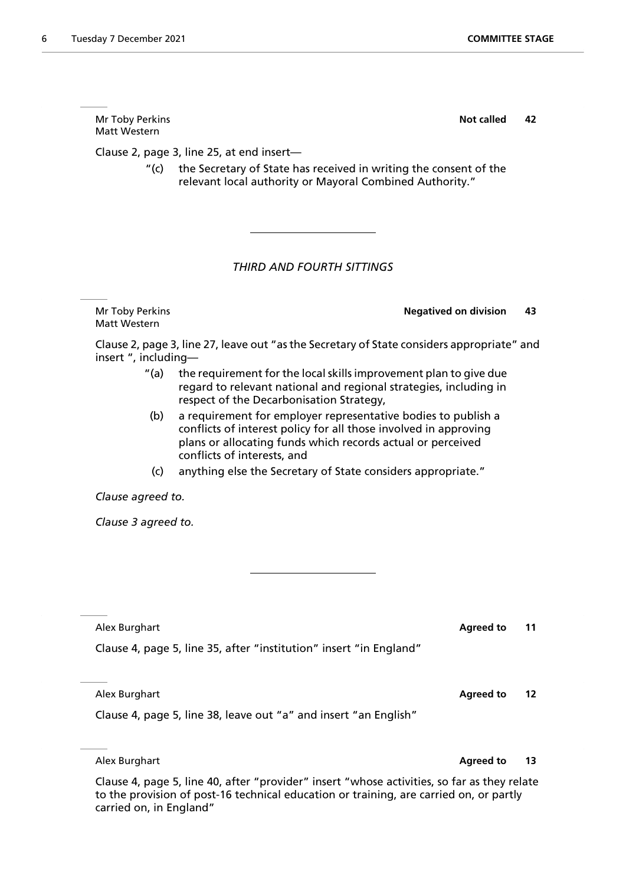Mr Toby Perkins
Matt Western

**Not called** **42**

Clause 2, page 3, line 25, at end insert—

> "(c) the Secretary of State has received in writing the consent of the relevant local authority or Mayoral Combined Authority."

---

*THIRD AND FOURTH SITTINGS*

Mr Toby Perkins
Matt Western

**Negatived on division** **43**

Clause 2, page 3, line 27, leave out "as the Secretary of State considers appropriate" and insert ", including—

> "(a) the requirement for the local skills improvement plan to give due regard to relevant national and regional strategies, including in respect of the Decarbonisation Strategy,
>
> (b) a requirement for employer representative bodies to publish a conflicts of interest policy for all those involved in approving plans or allocating funds which records actual or perceived conflicts of interests, and
>
> (c) anything else the Secretary of State considers appropriate."

*Clause agreed to.*

*Clause 3 agreed to.*

---

Alex Burghart

**Agreed to** **11**

Clause 4, page 5, line 35, after "institution" insert "in England"

Alex Burghart

**Agreed to** **12**

Clause 4, page 5, line 38, leave out "a" and insert "an English"

Alex Burghart

**Agreed to** **13**

Clause 4, page 5, line 40, after "provider" insert "whose activities, so far as they relate to the provision of post-16 technical education or training, are carried on, or partly carried on, in England"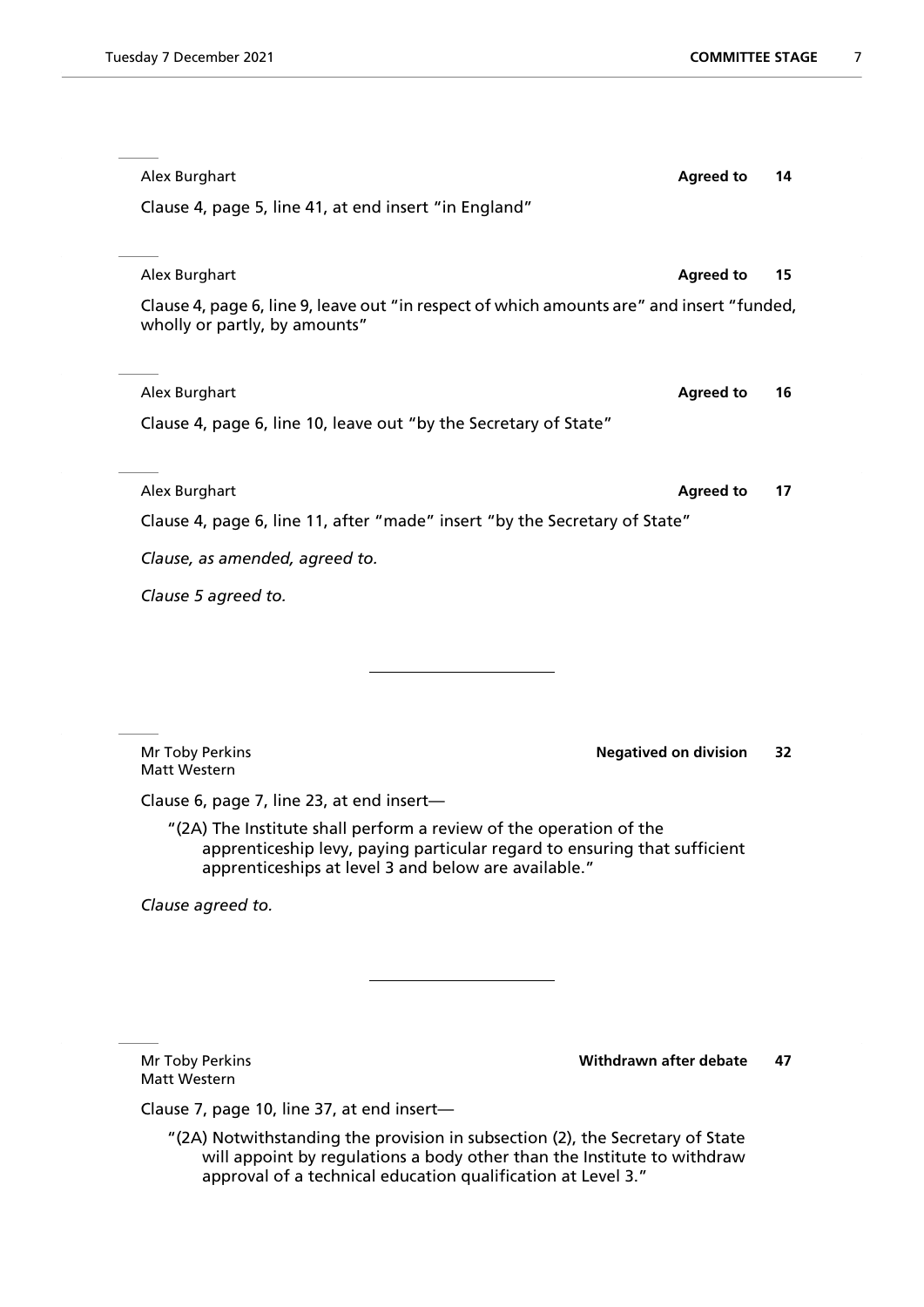Alex Burghart **Agreed to** **14**

Clause 4, page 5, line 41, at end insert "in England"

Alex Burghart **Agreed to** **15**

Clause 4, page 6, line 9, leave out "in respect of which amounts are" and insert "funded, wholly or partly, by amounts"

Alex Burghart **Agreed to** **16**

Clause 4, page 6, line 10, leave out "by the Secretary of State"

Alex Burghart **Agreed to** **17**

Clause 4, page 6, line 11, after "made" insert "by the Secretary of State"

*Clause, as amended, agreed to.*

*Clause 5 agreed to.*

---

Mr Toby Perkins
Matt Western **Negatived on division** **32**

Clause 6, page 7, line 23, at end insert—

> "(2A) The Institute shall perform a review of the operation of the apprenticeship levy, paying particular regard to ensuring that sufficient apprenticeships at level 3 and below are available."

*Clause agreed to.*

---

Mr Toby Perkins
Matt Western **Withdrawn after debate** **47**

Clause 7, page 10, line 37, at end insert—

> "(2A) Notwithstanding the provision in subsection (2), the Secretary of State will appoint by regulations a body other than the Institute to withdraw approval of a technical education qualification at Level 3."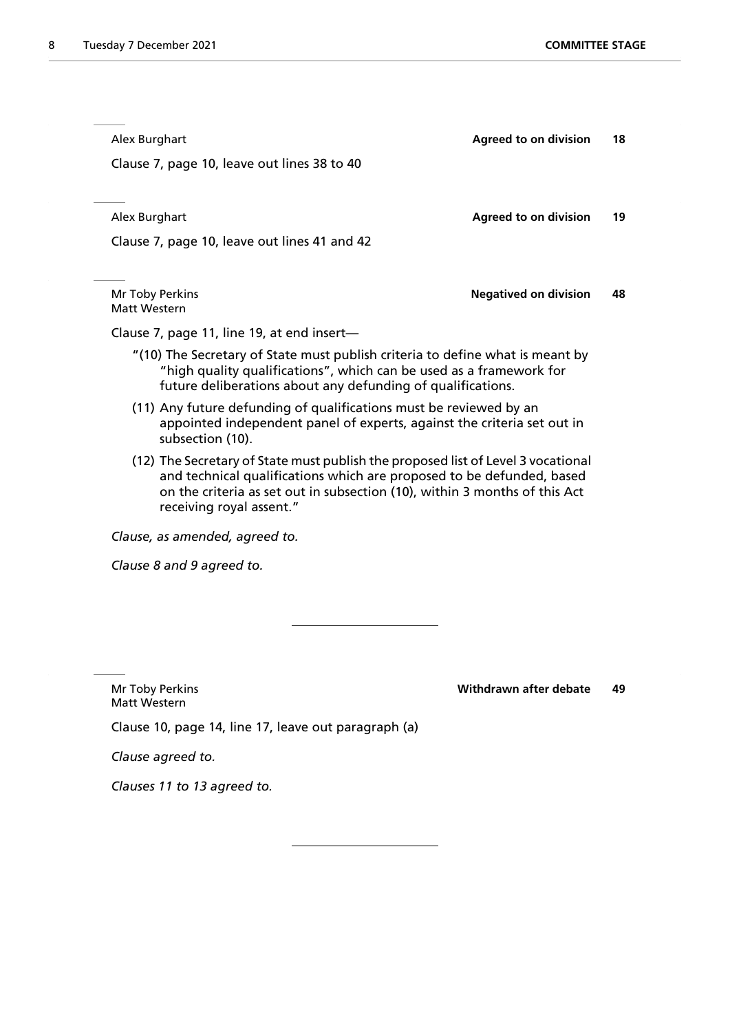Alex Burghart **Agreed to on division** **18**

Clause 7, page 10, leave out lines 38 to 40

---

Alex Burghart **Agreed to on division** **19**

Clause 7, page 10, leave out lines 41 and 42

---

Mr Toby Perkins
Matt Western **Negatived on division** **48**

Clause 7, page 11, line 19, at end insert—

"(10) The Secretary of State must publish criteria to define what is meant by "high quality qualifications", which can be used as a framework for future deliberations about any defunding of qualifications.

(11) Any future defunding of qualifications must be reviewed by an appointed independent panel of experts, against the criteria set out in subsection (10).

(12) The Secretary of State must publish the proposed list of Level 3 vocational and technical qualifications which are proposed to be defunded, based on the criteria as set out in subsection (10), within 3 months of this Act receiving royal assent."

*Clause, as amended, agreed to.*

*Clause 8 and 9 agreed to.*

---

Mr Toby Perkins
Matt Western **Withdrawn after debate** **49**

Clause 10, page 14, line 17, leave out paragraph (a)

*Clause agreed to.*

*Clauses 11 to 13 agreed to.*

---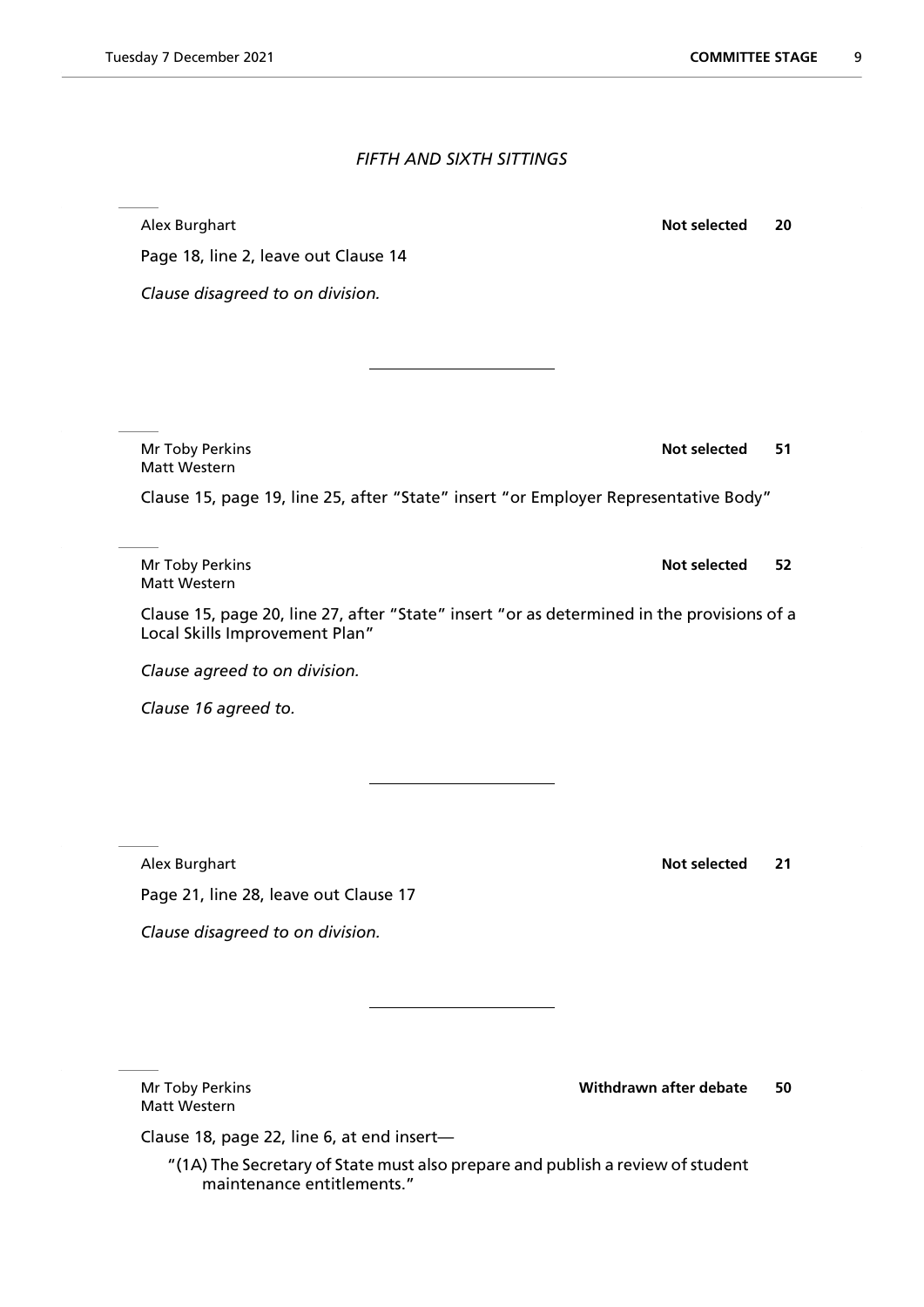*FIFTH AND SIXTH SITTINGS*

---

Alex Burghart **Not selected** **20**

Page 18, line 2, leave out Clause 14

*Clause disagreed to on division.*

---

Mr Toby Perkins **Not selected** **51**
Matt Western

Clause 15, page 19, line 25, after "State" insert "or Employer Representative Body"

---

Mr Toby Perkins **Not selected** **52**
Matt Western

Clause 15, page 20, line 27, after "State" insert "or as determined in the provisions of a Local Skills Improvement Plan"

*Clause agreed to on division.*

*Clause 16 agreed to.*

---

Alex Burghart **Not selected** **21**

Page 21, line 28, leave out Clause 17

*Clause disagreed to on division.*

---

Mr Toby Perkins **Withdrawn after debate** **50**
Matt Western

Clause 18, page 22, line 6, at end insert—

"(1A) The Secretary of State must also prepare and publish a review of student maintenance entitlements."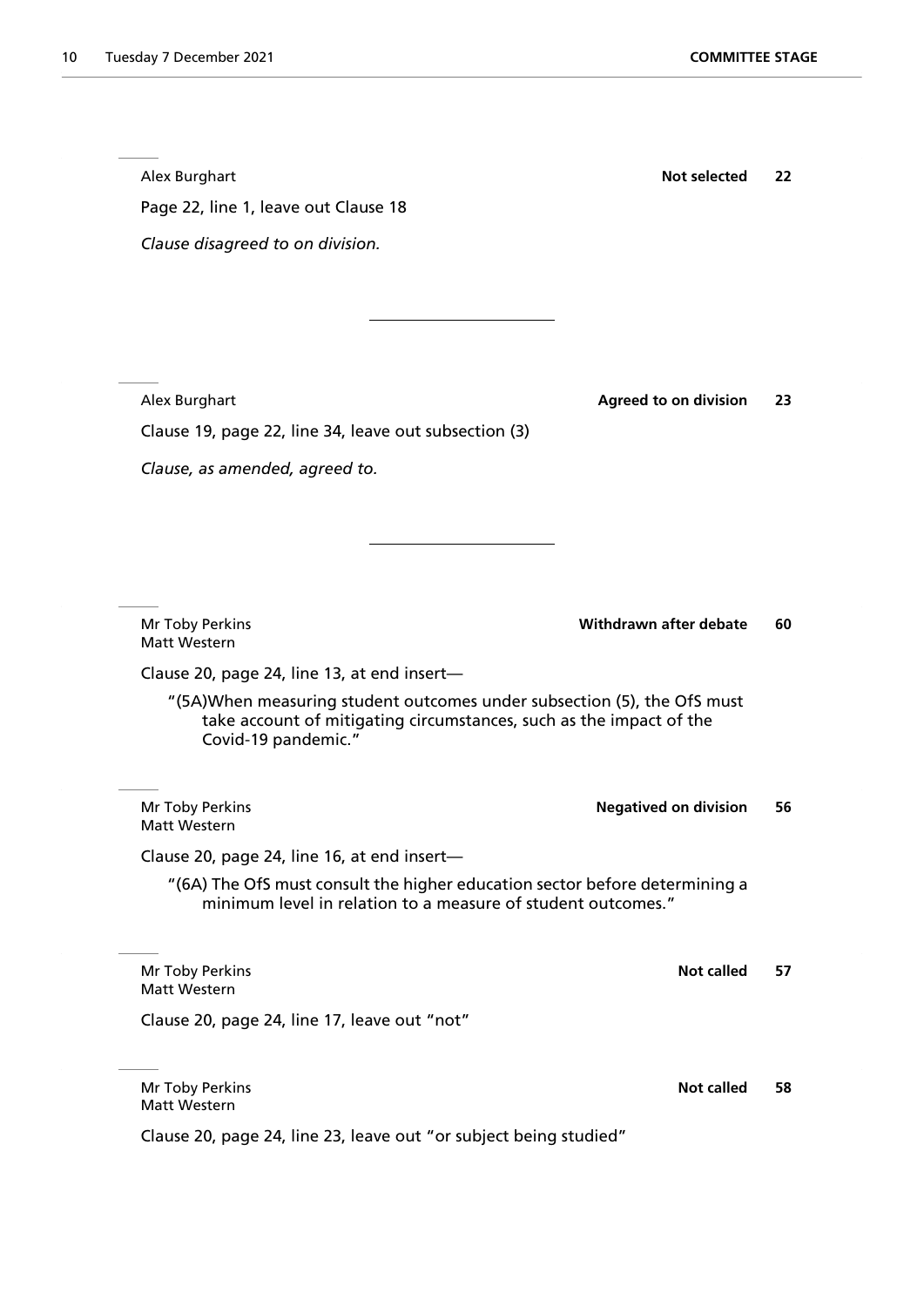Alex Burghart **Not selected** **22**

Page 22, line 1, leave out Clause 18

*Clause disagreed to on division.*

---

Alex Burghart **Agreed to on division** **23**

Clause 19, page 22, line 34, leave out subsection (3)

*Clause, as amended, agreed to.*

---

Mr Toby Perkins
Matt Western **Withdrawn after debate** **60**

Clause 20, page 24, line 13, at end insert—

"(5A)When measuring student outcomes under subsection (5), the OfS must take account of mitigating circumstances, such as the impact of the Covid-19 pandemic."

Mr Toby Perkins
Matt Western **Negatived on division** **56**

Clause 20, page 24, line 16, at end insert—

"(6A) The OfS must consult the higher education sector before determining a minimum level in relation to a measure of student outcomes."

Mr Toby Perkins
Matt Western **Not called** **57**

Clause 20, page 24, line 17, leave out "not"

Mr Toby Perkins
Matt Western **Not called** **58**

Clause 20, page 24, line 23, leave out "or subject being studied"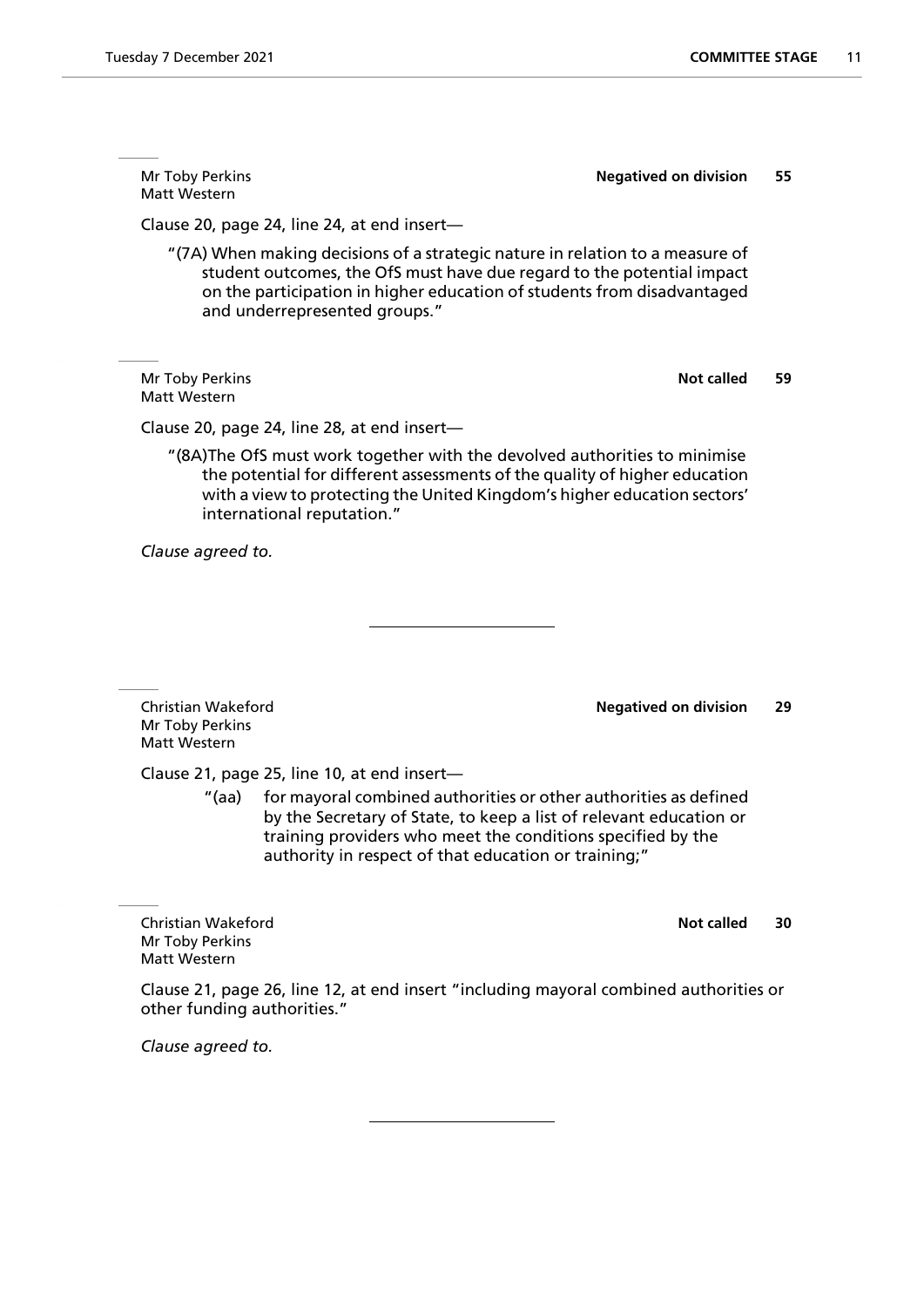Mr Toby Perkins
Matt Western

**Negatived on division** **55**

Clause 20, page 24, line 24, at end insert—

> "(7A) When making decisions of a strategic nature in relation to a measure of student outcomes, the OfS must have due regard to the potential impact on the participation in higher education of students from disadvantaged and underrepresented groups."

Mr Toby Perkins
Matt Western

**Not called** **59**

Clause 20, page 24, line 28, at end insert—

> "(8A)The OfS must work together with the devolved authorities to minimise the potential for different assessments of the quality of higher education with a view to protecting the United Kingdom's higher education sectors' international reputation."

*Clause agreed to.*

---

Christian Wakeford
Mr Toby Perkins
Matt Western

**Negatived on division** **29**

Clause 21, page 25, line 10, at end insert—

> "(aa) for mayoral combined authorities or other authorities as defined by the Secretary of State, to keep a list of relevant education or training providers who meet the conditions specified by the authority in respect of that education or training;"

Christian Wakeford
Mr Toby Perkins
Matt Western

**Not called** **30**

Clause 21, page 26, line 12, at end insert "including mayoral combined authorities or other funding authorities."

*Clause agreed to.*

---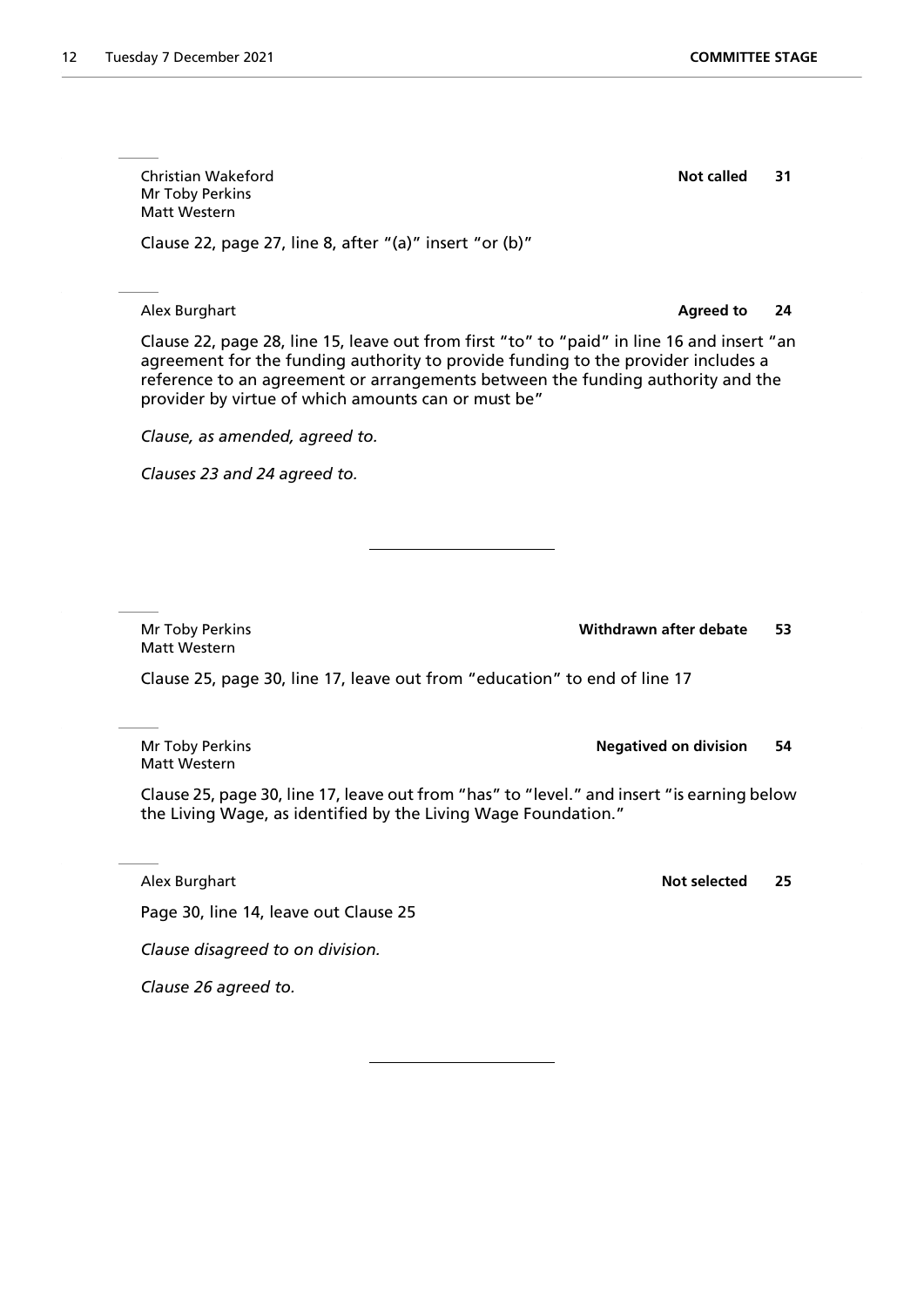Christian Wakeford
Mr Toby Perkins
Matt Western

**Not called** **31**

Clause 22, page 27, line 8, after "(a)" insert "or (b)"

---

Alex Burghart

**Agreed to** **24**

Clause 22, page 28, line 15, leave out from first "to" to "paid" in line 16 and insert "an agreement for the funding authority to provide funding to the provider includes a reference to an agreement or arrangements between the funding authority and the provider by virtue of which amounts can or must be"

*Clause, as amended, agreed to.*

*Clauses 23 and 24 agreed to.*

---

Mr Toby Perkins
Matt Western

**Withdrawn after debate** **53**

Clause 25, page 30, line 17, leave out from "education" to end of line 17

---

Mr Toby Perkins
Matt Western

**Negatived on division** **54**

Clause 25, page 30, line 17, leave out from "has" to "level." and insert "is earning below the Living Wage, as identified by the Living Wage Foundation."

---

Alex Burghart

**Not selected** **25**

Page 30, line 14, leave out Clause 25

*Clause disagreed to on division.*

*Clause 26 agreed to.*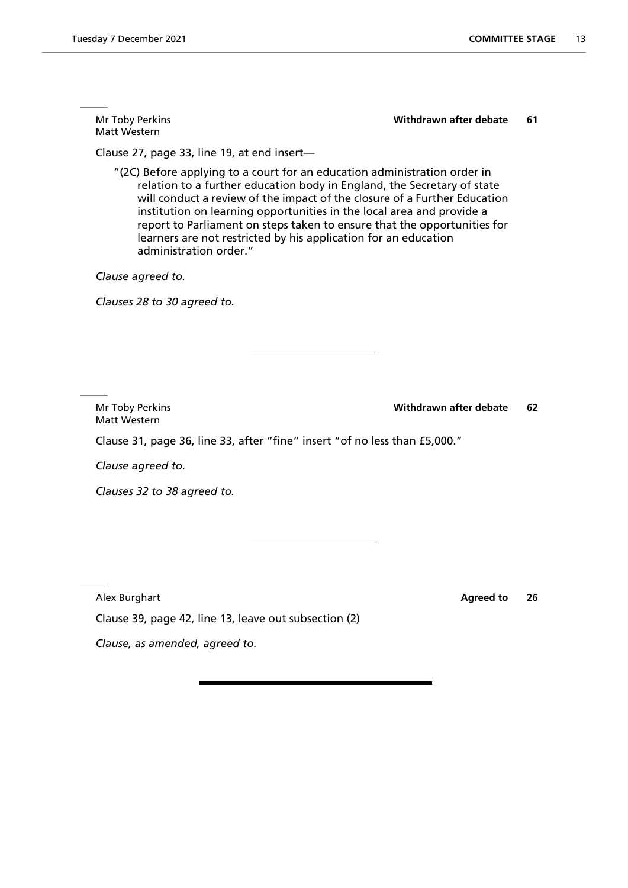Mr Toby Perkins
Matt Western

**Withdrawn after debate** **61**

Clause 27, page 33, line 19, at end insert—

"(2C) Before applying to a court for an education administration order in relation to a further education body in England, the Secretary of state will conduct a review of the impact of the closure of a Further Education institution on learning opportunities in the local area and provide a report to Parliament on steps taken to ensure that the opportunities for learners are not restricted by his application for an education administration order."

*Clause agreed to.*

*Clauses 28 to 30 agreed to.*

---

Mr Toby Perkins
Matt Western

**Withdrawn after debate** **62**

Clause 31, page 36, line 33, after "fine" insert "of no less than £5,000."

*Clause agreed to.*

*Clauses 32 to 38 agreed to.*

---

Alex Burghart

**Agreed to** **26**

Clause 39, page 42, line 13, leave out subsection (2)

*Clause, as amended, agreed to.*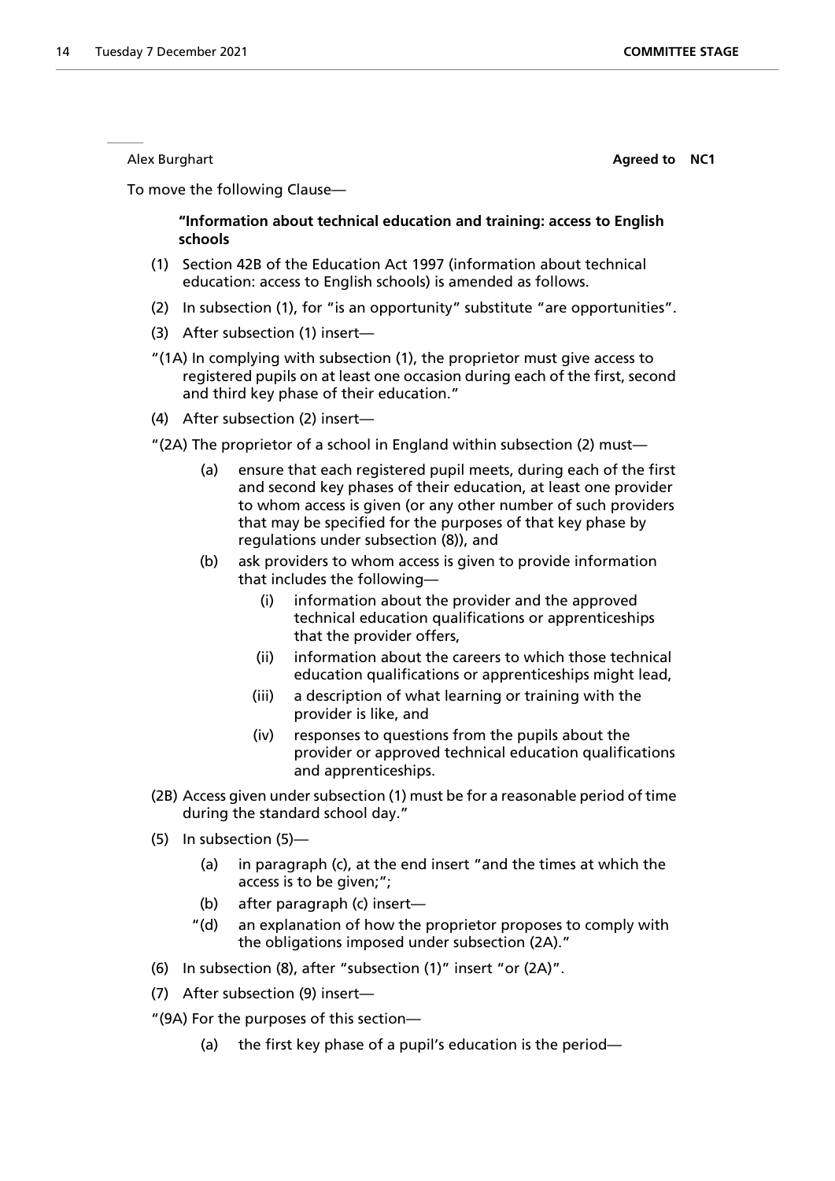Alex Burghart

**Agreed to NC1**

To move the following Clause—

**"Information about technical education and training: access to English schools**

(1) Section 42B of the Education Act 1997 (information about technical education: access to English schools) is amended as follows.

(2) In subsection (1), for "is an opportunity" substitute "are opportunities".

(3) After subsection (1) insert—

"(1A) In complying with subsection (1), the proprietor must give access to registered pupils on at least one occasion during each of the first, second and third key phase of their education."

(4) After subsection (2) insert—

"(2A) The proprietor of a school in England within subsection (2) must—

- (a) ensure that each registered pupil meets, during each of the first and second key phases of their education, at least one provider to whom access is given (or any other number of such providers that may be specified for the purposes of that key phase by regulations under subsection (8)), and
- (b) ask providers to whom access is given to provide information that includes the following—
  - (i) information about the provider and the approved technical education qualifications or apprenticeships that the provider offers,
  - (ii) information about the careers to which those technical education qualifications or apprenticeships might lead,
  - (iii) a description of what learning or training with the provider is like, and
  - (iv) responses to questions from the pupils about the provider or approved technical education qualifications and apprenticeships.

(2B) Access given under subsection (1) must be for a reasonable period of time during the standard school day."

(5) In subsection (5)—

- (a) in paragraph (c), at the end insert "and the times at which the access is to be given;";
- (b) after paragraph (c) insert—
  - "(d) an explanation of how the proprietor proposes to comply with the obligations imposed under subsection (2A)."

(6) In subsection (8), after "subsection (1)" insert "or (2A)".

(7) After subsection (9) insert—

"(9A) For the purposes of this section—

- (a) the first key phase of a pupil's education is the period—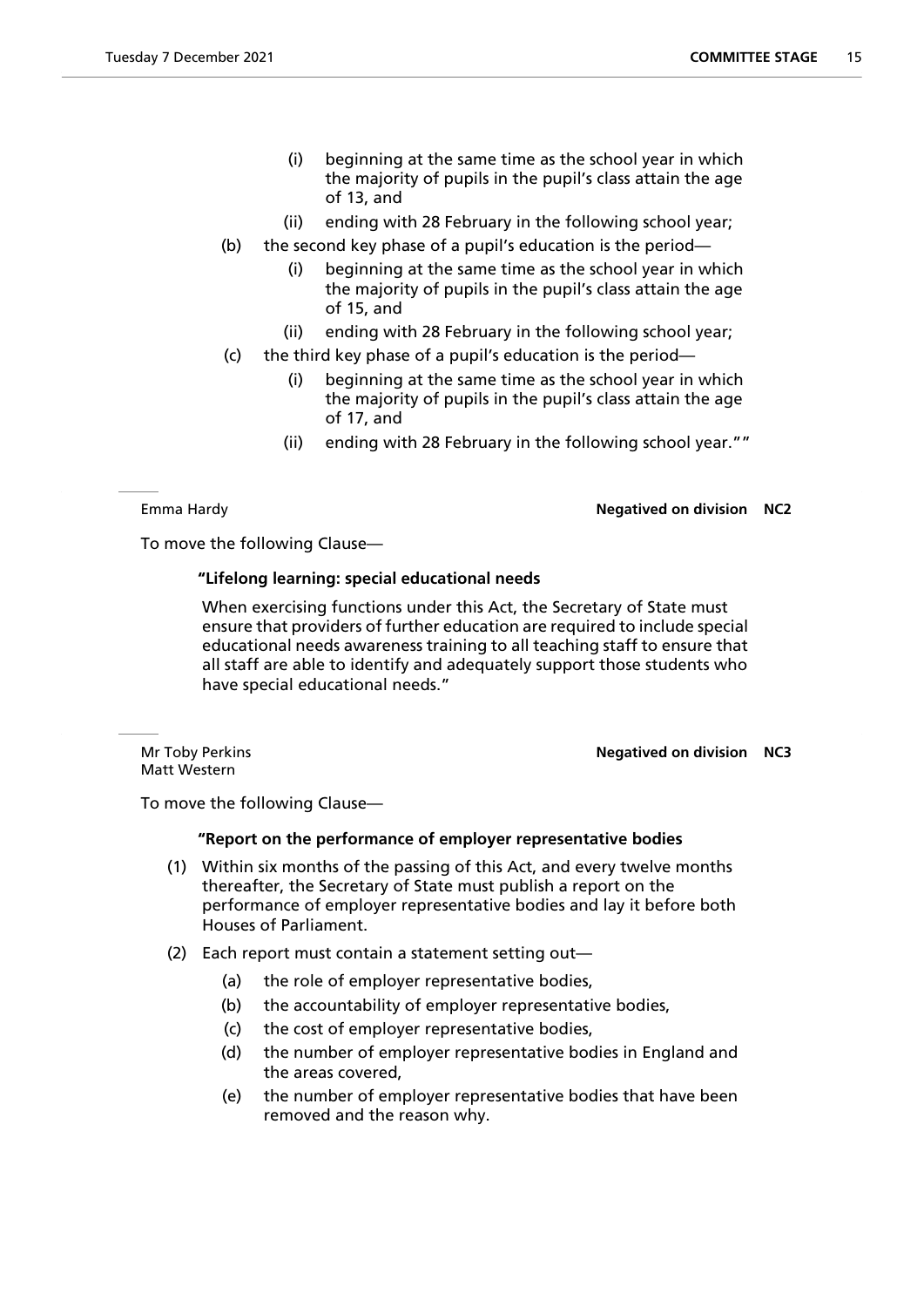(i) beginning at the same time as the school year in which the majority of pupils in the pupil's class attain the age of 13, and

(ii) ending with 28 February in the following school year;

(b) the second key phase of a pupil's education is the period—

(i) beginning at the same time as the school year in which the majority of pupils in the pupil's class attain the age of 15, and

(ii) ending with 28 February in the following school year;

(c) the third key phase of a pupil's education is the period—

(i) beginning at the same time as the school year in which the majority of pupils in the pupil's class attain the age of 17, and

(ii) ending with 28 February in the following school year.""

---

Emma Hardy

**Negatived on division NC2**

To move the following Clause—

**"Lifelong learning: special educational needs**

When exercising functions under this Act, the Secretary of State must ensure that providers of further education are required to include special educational needs awareness training to all teaching staff to ensure that all staff are able to identify and adequately support those students who have special educational needs."

---

Mr Toby Perkins
Matt Western

**Negatived on division NC3**

To move the following Clause—

**"Report on the performance of employer representative bodies**

(1) Within six months of the passing of this Act, and every twelve months thereafter, the Secretary of State must publish a report on the performance of employer representative bodies and lay it before both Houses of Parliament.

(2) Each report must contain a statement setting out—

(a) the role of employer representative bodies,

(b) the accountability of employer representative bodies,

(c) the cost of employer representative bodies,

(d) the number of employer representative bodies in England and the areas covered,

(e) the number of employer representative bodies that have been removed and the reason why.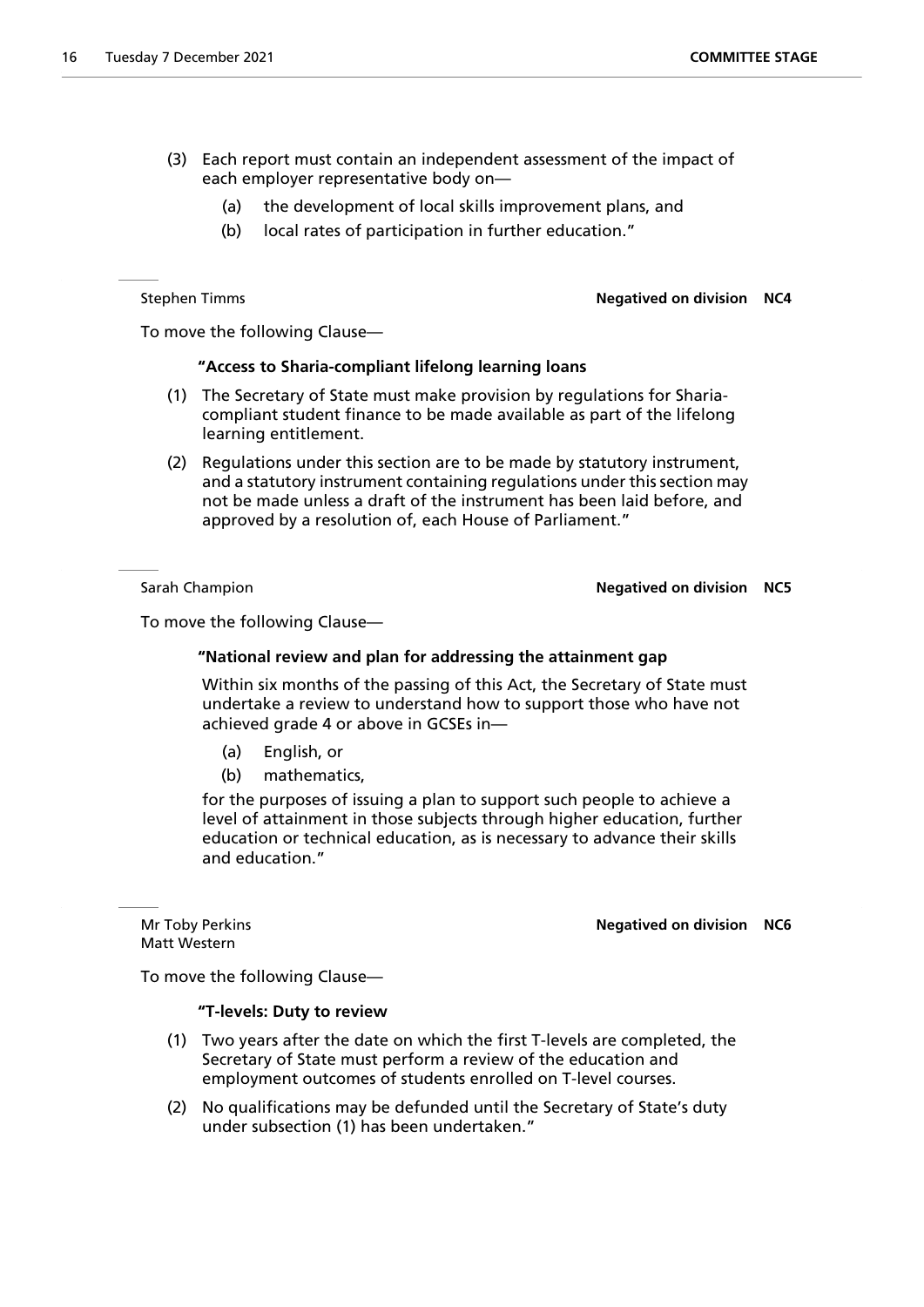(3) Each report must contain an independent assessment of the impact of each employer representative body on—

(a) the development of local skills improvement plans, and

(b) local rates of participation in further education."

---

Stephen Timms **Negatived on division NC4**

To move the following Clause—

**"Access to Sharia-compliant lifelong learning loans**

(1) The Secretary of State must make provision by regulations for Sharia-compliant student finance to be made available as part of the lifelong learning entitlement.

(2) Regulations under this section are to be made by statutory instrument, and a statutory instrument containing regulations under this section may not be made unless a draft of the instrument has been laid before, and approved by a resolution of, each House of Parliament."

---

Sarah Champion **Negatived on division NC5**

To move the following Clause—

**"National review and plan for addressing the attainment gap**

Within six months of the passing of this Act, the Secretary of State must undertake a review to understand how to support those who have not achieved grade 4 or above in GCSEs in—

(a) English, or

(b) mathematics,

for the purposes of issuing a plan to support such people to achieve a level of attainment in those subjects through higher education, further education or technical education, as is necessary to advance their skills and education."

---

Mr Toby Perkins
Matt Western **Negatived on division NC6**

To move the following Clause—

**"T-levels: Duty to review**

(1) Two years after the date on which the first T-levels are completed, the Secretary of State must perform a review of the education and employment outcomes of students enrolled on T-level courses.

(2) No qualifications may be defunded until the Secretary of State's duty under subsection (1) has been undertaken."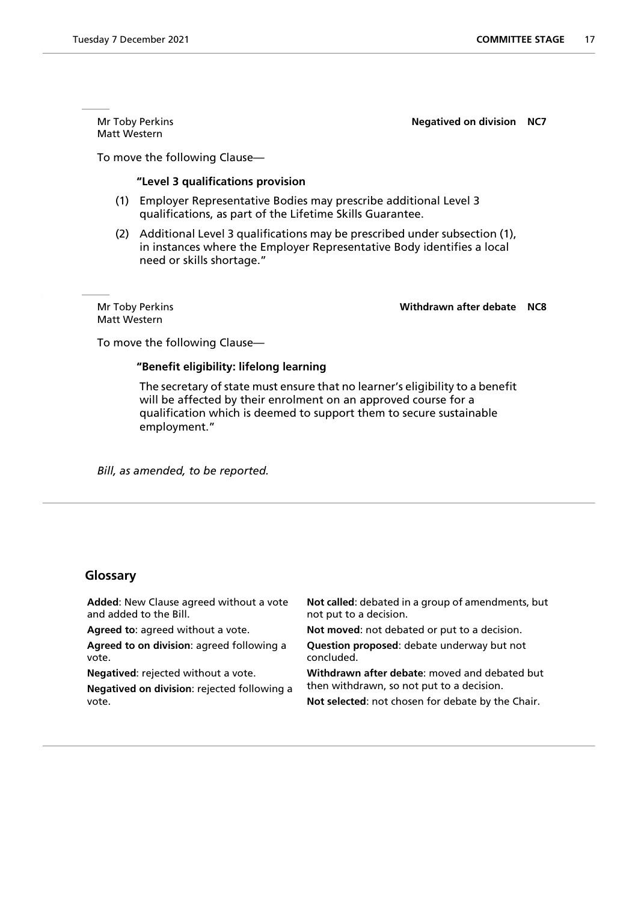Mr Toby Perkins
Matt Western

**Negatived on division NC7**

To move the following Clause—

**"Level 3 qualifications provision**

(1) Employer Representative Bodies may prescribe additional Level 3 qualifications, as part of the Lifetime Skills Guarantee.

(2) Additional Level 3 qualifications may be prescribed under subsection (1), in instances where the Employer Representative Body identifies a local need or skills shortage."

Mr Toby Perkins
Matt Western

**Withdrawn after debate NC8**

To move the following Clause—

**"Benefit eligibility: lifelong learning**

The secretary of state must ensure that no learner's eligibility to a benefit will be affected by their enrolment on an approved course for a qualification which is deemed to support them to secure sustainable employment."

*Bill, as amended, to be reported.*

## Glossary

**Added**: New Clause agreed without a vote and added to the Bill.

**Agreed to**: agreed without a vote.

**Agreed to on division**: agreed following a vote.

**Negatived**: rejected without a vote.

**Negatived on division**: rejected following a vote.

**Not called**: debated in a group of amendments, but not put to a decision.

**Not moved**: not debated or put to a decision.

**Question proposed**: debate underway but not concluded.

**Withdrawn after debate**: moved and debated but then withdrawn, so not put to a decision.

**Not selected**: not chosen for debate by the Chair.